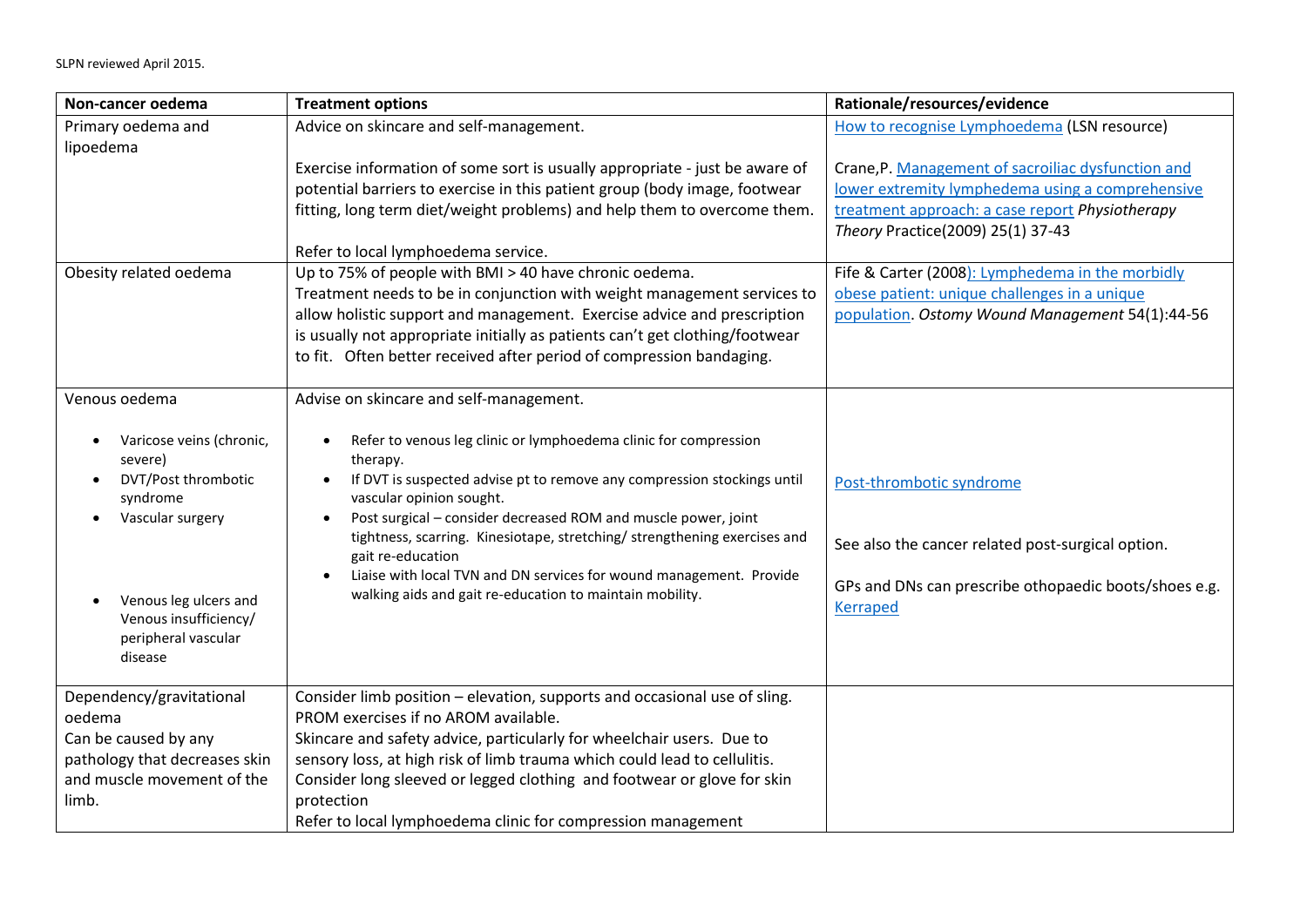SLPN reviewed April 2015.

| Non-cancer oedema | Treatment options | Rationale/resources/evidence |
|---|---|---|
| Primary oedema and lipoedema | Advice on skincare and self-management.<br><br>Exercise information of some sort is usually appropriate - just be aware of potential barriers to exercise in this patient group (body image, footwear fitting, long term diet/weight problems) and help them to overcome them.<br><br>Refer to local lymphoedema service. | How to recognise Lymphoedema (LSN resource)<br><br>Crane,P. Management of sacroiliac dysfunction and lower extremity lymphedema using a comprehensive treatment approach: a case report *Physiotherapy Theory* Practice(2009) 25(1) 37-43 |
| Obesity related oedema | Up to 75% of people with BMI > 40 have chronic oedema.<br>Treatment needs to be in conjunction with weight management services to allow holistic support and management. Exercise advice and prescription is usually not appropriate initially as patients can't get clothing/footwear to fit. Often better received after period of compression bandaging. | Fife & Carter (2008): Lymphedema in the morbidly obese patient: unique challenges in a unique population. *Ostomy Wound Management* 54(1):44-56 |
| Venous oedema<br><br>• Varicose veins (chronic, severe)<br>• DVT/Post thrombotic syndrome<br>• Vascular surgery<br><br>• Venous leg ulcers and Venous insufficiency/ peripheral vascular disease | Advise on skincare and self-management.<br><br>• Refer to venous leg clinic or lymphoedema clinic for compression therapy.<br>• If DVT is suspected advise pt to remove any compression stockings until vascular opinion sought.<br>• Post surgical – consider decreased ROM and muscle power, joint tightness, scarring. Kinesiotape, stretching/ strengthening exercises and gait re-education<br>• Liaise with local TVN and DN services for wound management. Provide walking aids and gait re-education to maintain mobility. | Post-thrombotic syndrome<br><br>See also the cancer related post-surgical option.<br><br>GPs and DNs can prescribe othopaedic boots/shoes e.g. Kerraped |
| Dependency/gravitational oedema<br>Can be caused by any pathology that decreases skin and muscle movement of the limb. | Consider limb position – elevation, supports and occasional use of sling.<br>PROM exercises if no AROM available.<br>Skincare and safety advice, particularly for wheelchair users. Due to sensory loss, at high risk of limb trauma which could lead to cellulitis.<br>Consider long sleeved or legged clothing and footwear or glove for skin protection<br>Refer to local lymphoedema clinic for compression management | |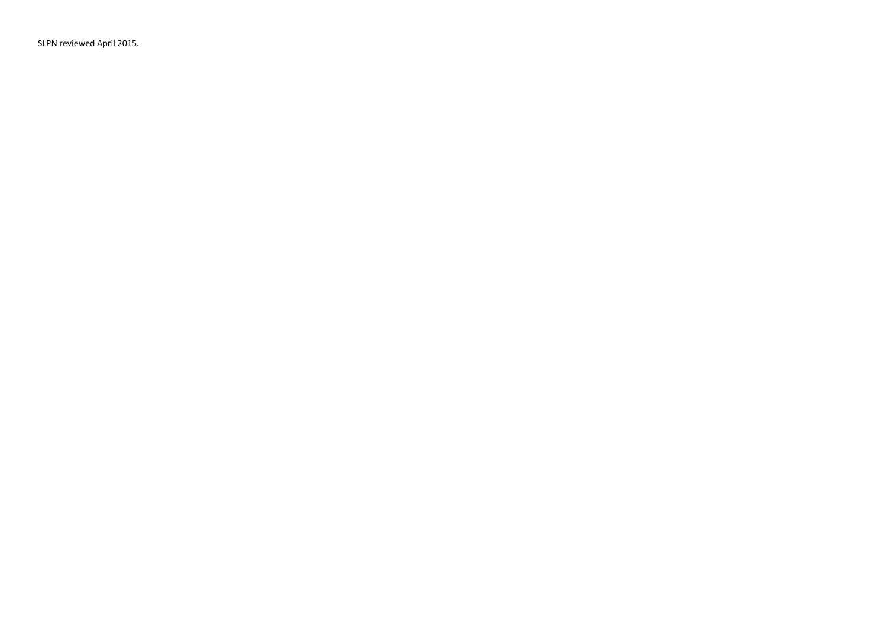SLPN reviewed April 2015.